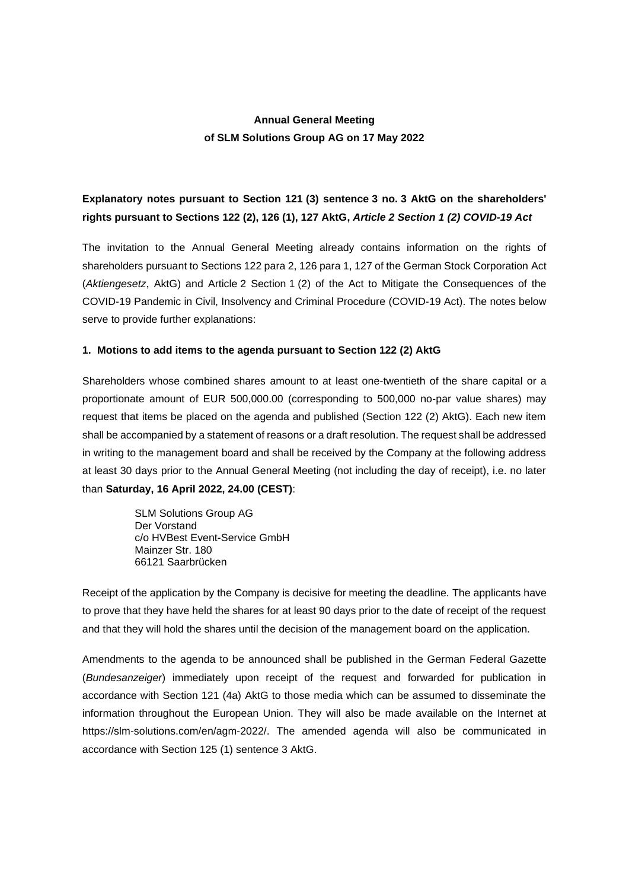**Annual General Meeting**
**of SLM Solutions Group AG on 17 May 2022**

## Explanatory notes pursuant to Section 121 (3) sentence 3 no. 3 AktG on the shareholders' rights pursuant to Sections 122 (2), 126 (1), 127 AktG, *Article 2 Section 1 (2) COVID-19 Act*

The invitation to the Annual General Meeting already contains information on the rights of shareholders pursuant to Sections 122 para 2, 126 para 1, 127 of the German Stock Corporation Act (*Aktiengesetz*, AktG) and Article 2 Section 1 (2) of the Act to Mitigate the Consequences of the COVID-19 Pandemic in Civil, Insolvency and Criminal Procedure (COVID-19 Act). The notes below serve to provide further explanations:

### 1. Motions to add items to the agenda pursuant to Section 122 (2) AktG

Shareholders whose combined shares amount to at least one-twentieth of the share capital or a proportionate amount of EUR 500,000.00 (corresponding to 500,000 no-par value shares) may request that items be placed on the agenda and published (Section 122 (2) AktG). Each new item shall be accompanied by a statement of reasons or a draft resolution. The request shall be addressed in writing to the management board and shall be received by the Company at the following address at least 30 days prior to the Annual General Meeting (not including the day of receipt), i.e. no later than **Saturday, 16 April 2022, 24.00 (CEST)**:

SLM Solutions Group AG
Der Vorstand
c/o HVBest Event-Service GmbH
Mainzer Str. 180
66121 Saarbrücken

Receipt of the application by the Company is decisive for meeting the deadline. The applicants have to prove that they have held the shares for at least 90 days prior to the date of receipt of the request and that they will hold the shares until the decision of the management board on the application.

Amendments to the agenda to be announced shall be published in the German Federal Gazette (*Bundesanzeiger*) immediately upon receipt of the request and forwarded for publication in accordance with Section 121 (4a) AktG to those media which can be assumed to disseminate the information throughout the European Union. They will also be made available on the Internet at https://slm-solutions.com/en/agm-2022/. The amended agenda will also be communicated in accordance with Section 125 (1) sentence 3 AktG.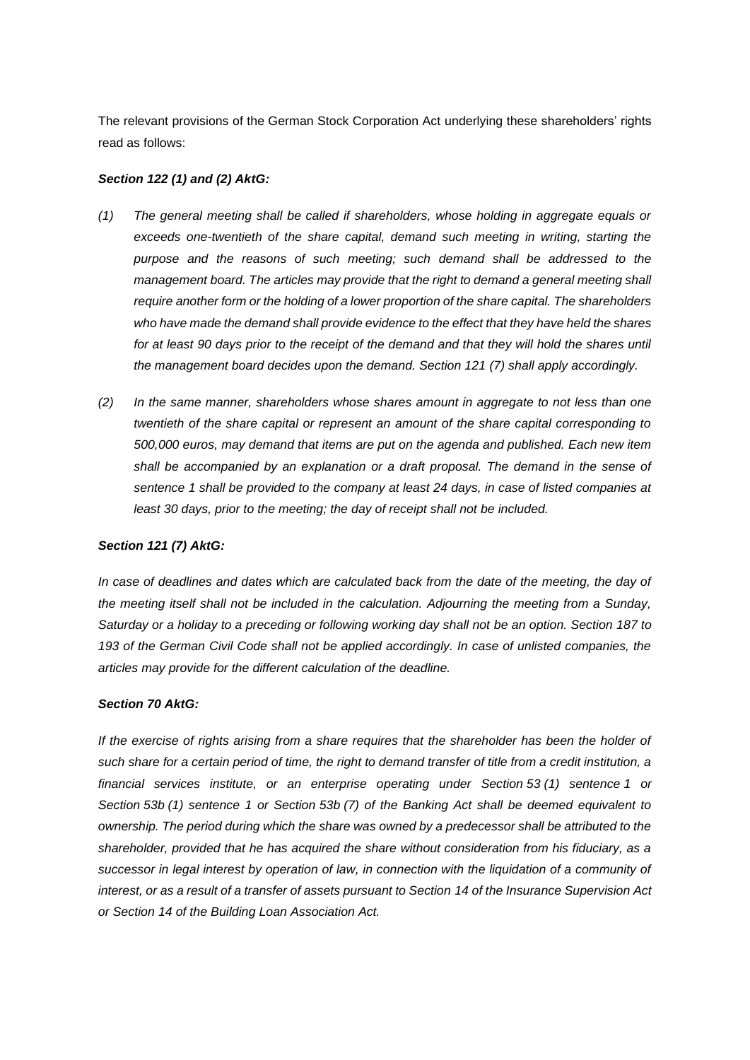The relevant provisions of the German Stock Corporation Act underlying these shareholders' rights read as follows:

***Section 122 (1) and (2) AktG:***

*(1) The general meeting shall be called if shareholders, whose holding in aggregate equals or exceeds one-twentieth of the share capital, demand such meeting in writing, starting the purpose and the reasons of such meeting; such demand shall be addressed to the management board. The articles may provide that the right to demand a general meeting shall require another form or the holding of a lower proportion of the share capital. The shareholders who have made the demand shall provide evidence to the effect that they have held the shares for at least 90 days prior to the receipt of the demand and that they will hold the shares until the management board decides upon the demand. Section 121 (7) shall apply accordingly.*

*(2) In the same manner, shareholders whose shares amount in aggregate to not less than one twentieth of the share capital or represent an amount of the share capital corresponding to 500,000 euros, may demand that items are put on the agenda and published. Each new item shall be accompanied by an explanation or a draft proposal. The demand in the sense of sentence 1 shall be provided to the company at least 24 days, in case of listed companies at least 30 days, prior to the meeting; the day of receipt shall not be included.*

***Section 121 (7) AktG:***

*In case of deadlines and dates which are calculated back from the date of the meeting, the day of the meeting itself shall not be included in the calculation. Adjourning the meeting from a Sunday, Saturday or a holiday to a preceding or following working day shall not be an option. Section 187 to 193 of the German Civil Code shall not be applied accordingly. In case of unlisted companies, the articles may provide for the different calculation of the deadline.*

***Section 70 AktG:***

*If the exercise of rights arising from a share requires that the shareholder has been the holder of such share for a certain period of time, the right to demand transfer of title from a credit institution, a financial services institute, or an enterprise operating under Section 53 (1) sentence 1 or Section 53b (1) sentence 1 or Section 53b (7) of the Banking Act shall be deemed equivalent to ownership. The period during which the share was owned by a predecessor shall be attributed to the shareholder, provided that he has acquired the share without consideration from his fiduciary, as a successor in legal interest by operation of law, in connection with the liquidation of a community of interest, or as a result of a transfer of assets pursuant to Section 14 of the Insurance Supervision Act or Section 14 of the Building Loan Association Act.*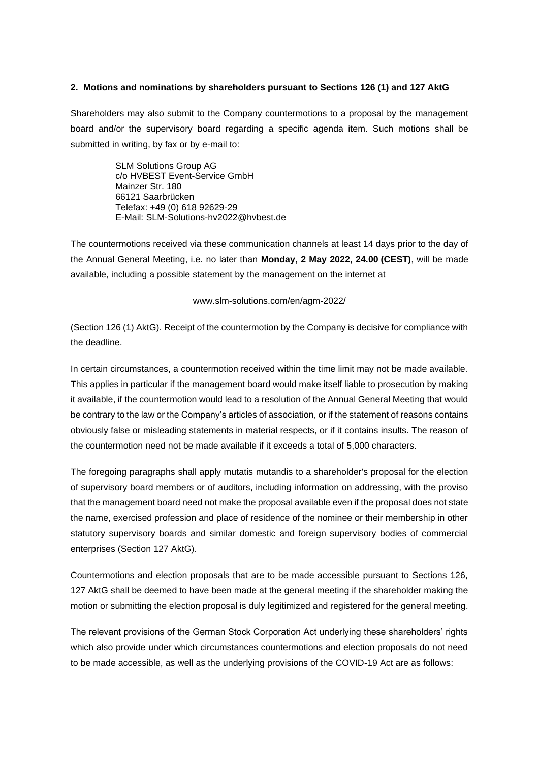## 2. Motions and nominations by shareholders pursuant to Sections 126 (1) and 127 AktG

Shareholders may also submit to the Company countermotions to a proposal by the management board and/or the supervisory board regarding a specific agenda item. Such motions shall be submitted in writing, by fax or by e-mail to:

SLM Solutions Group AG
c/o HVBEST Event-Service GmbH
Mainzer Str. 180
66121 Saarbrücken
Telefax: +49 (0) 618 92629-29
E-Mail: SLM-Solutions-hv2022@hvbest.de

The countermotions received via these communication channels at least 14 days prior to the day of the Annual General Meeting, i.e. no later than **Monday, 2 May 2022, 24.00 (CEST)**, will be made available, including a possible statement by the management on the internet at

www.slm-solutions.com/en/agm-2022/

(Section 126 (1) AktG). Receipt of the countermotion by the Company is decisive for compliance with the deadline.

In certain circumstances, a countermotion received within the time limit may not be made available. This applies in particular if the management board would make itself liable to prosecution by making it available, if the countermotion would lead to a resolution of the Annual General Meeting that would be contrary to the law or the Company's articles of association, or if the statement of reasons contains obviously false or misleading statements in material respects, or if it contains insults. The reason of the countermotion need not be made available if it exceeds a total of 5,000 characters.

The foregoing paragraphs shall apply mutatis mutandis to a shareholder's proposal for the election of supervisory board members or of auditors, including information on addressing, with the proviso that the management board need not make the proposal available even if the proposal does not state the name, exercised profession and place of residence of the nominee or their membership in other statutory supervisory boards and similar domestic and foreign supervisory bodies of commercial enterprises (Section 127 AktG).

Countermotions and election proposals that are to be made accessible pursuant to Sections 126, 127 AktG shall be deemed to have been made at the general meeting if the shareholder making the motion or submitting the election proposal is duly legitimized and registered for the general meeting.

The relevant provisions of the German Stock Corporation Act underlying these shareholders' rights which also provide under which circumstances countermotions and election proposals do not need to be made accessible, as well as the underlying provisions of the COVID-19 Act are as follows: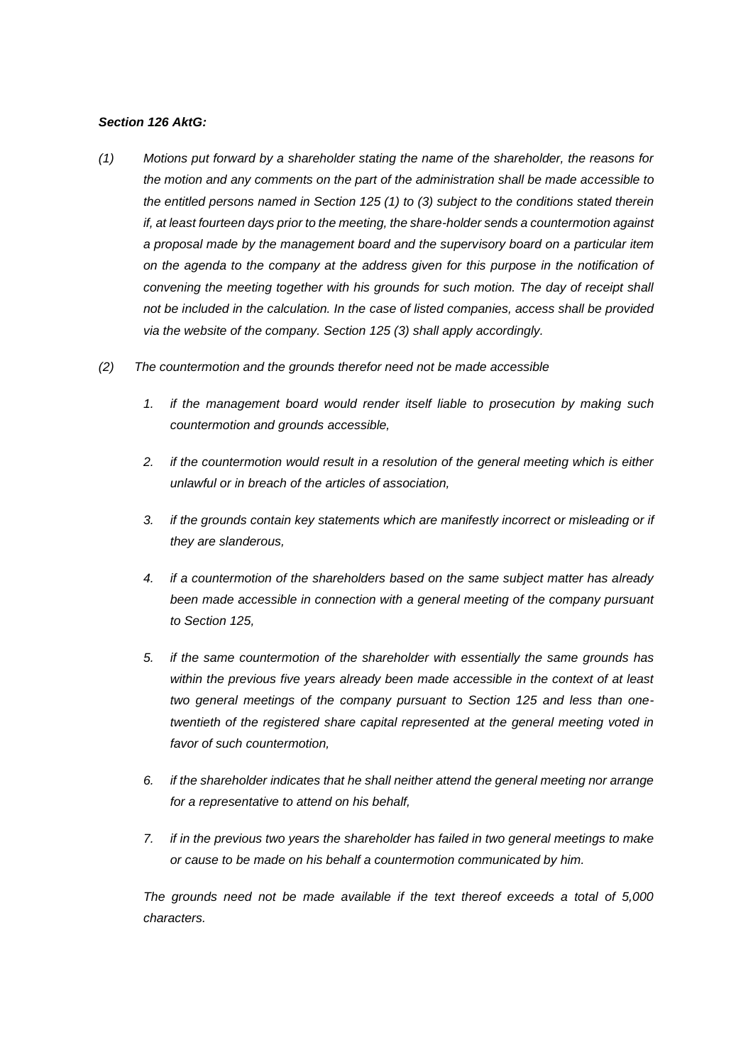***Section 126 AktG:***

*(1) Motions put forward by a shareholder stating the name of the shareholder, the reasons for the motion and any comments on the part of the administration shall be made accessible to the entitled persons named in Section 125 (1) to (3) subject to the conditions stated therein if, at least fourteen days prior to the meeting, the share-holder sends a countermotion against a proposal made by the management board and the supervisory board on a particular item on the agenda to the company at the address given for this purpose in the notification of convening the meeting together with his grounds for such motion. The day of receipt shall not be included in the calculation. In the case of listed companies, access shall be provided via the website of the company. Section 125 (3) shall apply accordingly.*

*(2) The countermotion and the grounds therefor need not be made accessible*

1. *if the management board would render itself liable to prosecution by making such countermotion and grounds accessible,*
2. *if the countermotion would result in a resolution of the general meeting which is either unlawful or in breach of the articles of association,*
3. *if the grounds contain key statements which are manifestly incorrect or misleading or if they are slanderous,*
4. *if a countermotion of the shareholders based on the same subject matter has already been made accessible in connection with a general meeting of the company pursuant to Section 125,*
5. *if the same countermotion of the shareholder with essentially the same grounds has within the previous five years already been made accessible in the context of at least two general meetings of the company pursuant to Section 125 and less than one-twentieth of the registered share capital represented at the general meeting voted in favor of such countermotion,*
6. *if the shareholder indicates that he shall neither attend the general meeting nor arrange for a representative to attend on his behalf,*
7. *if in the previous two years the shareholder has failed in two general meetings to make or cause to be made on his behalf a countermotion communicated by him.*

*The grounds need not be made available if the text thereof exceeds a total of 5,000 characters.*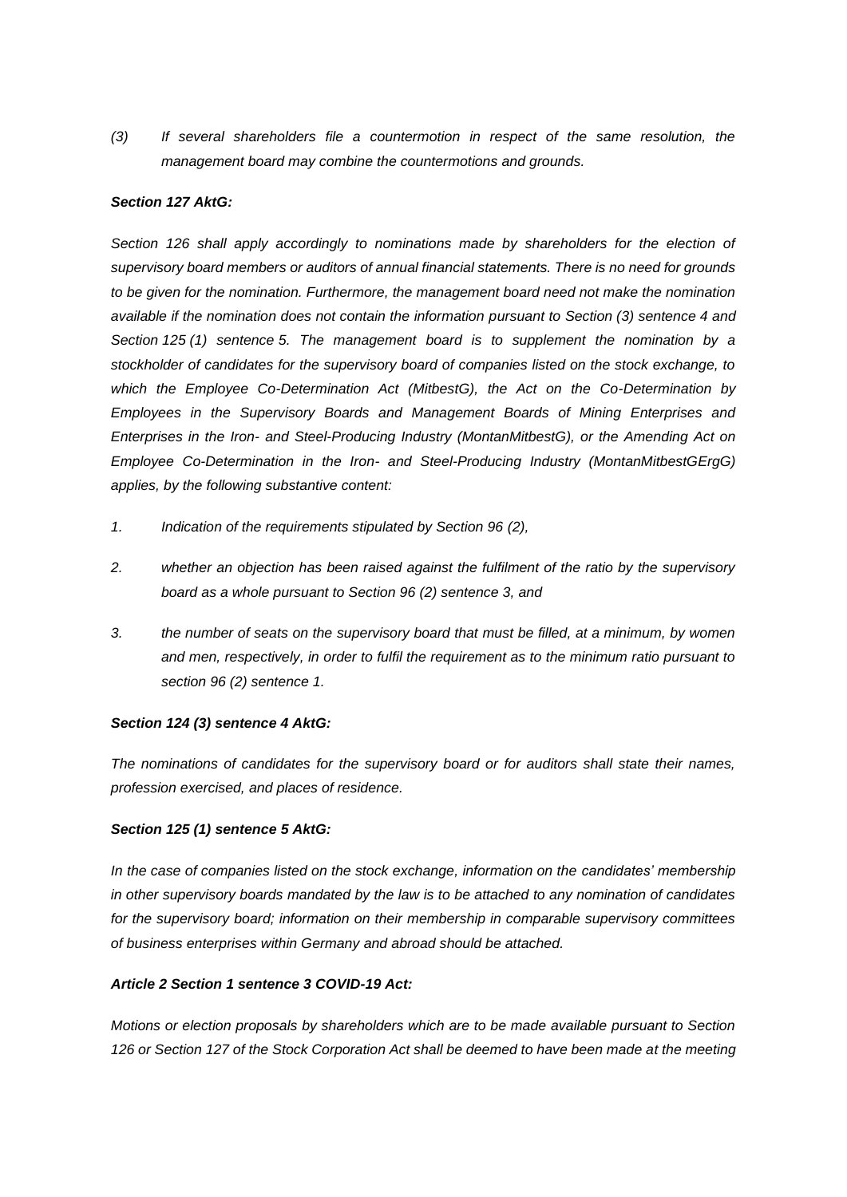*(3) If several shareholders file a countermotion in respect of the same resolution, the management board may combine the countermotions and grounds.*

***Section 127 AktG:***

*Section 126 shall apply accordingly to nominations made by shareholders for the election of supervisory board members or auditors of annual financial statements. There is no need for grounds to be given for the nomination. Furthermore, the management board need not make the nomination available if the nomination does not contain the information pursuant to Section (3) sentence 4 and Section 125 (1) sentence 5. The management board is to supplement the nomination by a stockholder of candidates for the supervisory board of companies listed on the stock exchange, to which the Employee Co-Determination Act (MitbestG), the Act on the Co-Determination by Employees in the Supervisory Boards and Management Boards of Mining Enterprises and Enterprises in the Iron- and Steel-Producing Industry (MontanMitbestG), or the Amending Act on Employee Co-Determination in the Iron- and Steel-Producing Industry (MontanMitbestGErgG) applies, by the following substantive content:*

1. *Indication of the requirements stipulated by Section 96 (2),*
2. *whether an objection has been raised against the fulfilment of the ratio by the supervisory board as a whole pursuant to Section 96 (2) sentence 3, and*
3. *the number of seats on the supervisory board that must be filled, at a minimum, by women and men, respectively, in order to fulfil the requirement as to the minimum ratio pursuant to section 96 (2) sentence 1.*

***Section 124 (3) sentence 4 AktG:***

*The nominations of candidates for the supervisory board or for auditors shall state their names, profession exercised, and places of residence.*

***Section 125 (1) sentence 5 AktG:***

*In the case of companies listed on the stock exchange, information on the candidates' membership in other supervisory boards mandated by the law is to be attached to any nomination of candidates for the supervisory board; information on their membership in comparable supervisory committees of business enterprises within Germany and abroad should be attached.*

***Article 2 Section 1 sentence 3 COVID-19 Act:***

*Motions or election proposals by shareholders which are to be made available pursuant to Section 126 or Section 127 of the Stock Corporation Act shall be deemed to have been made at the meeting*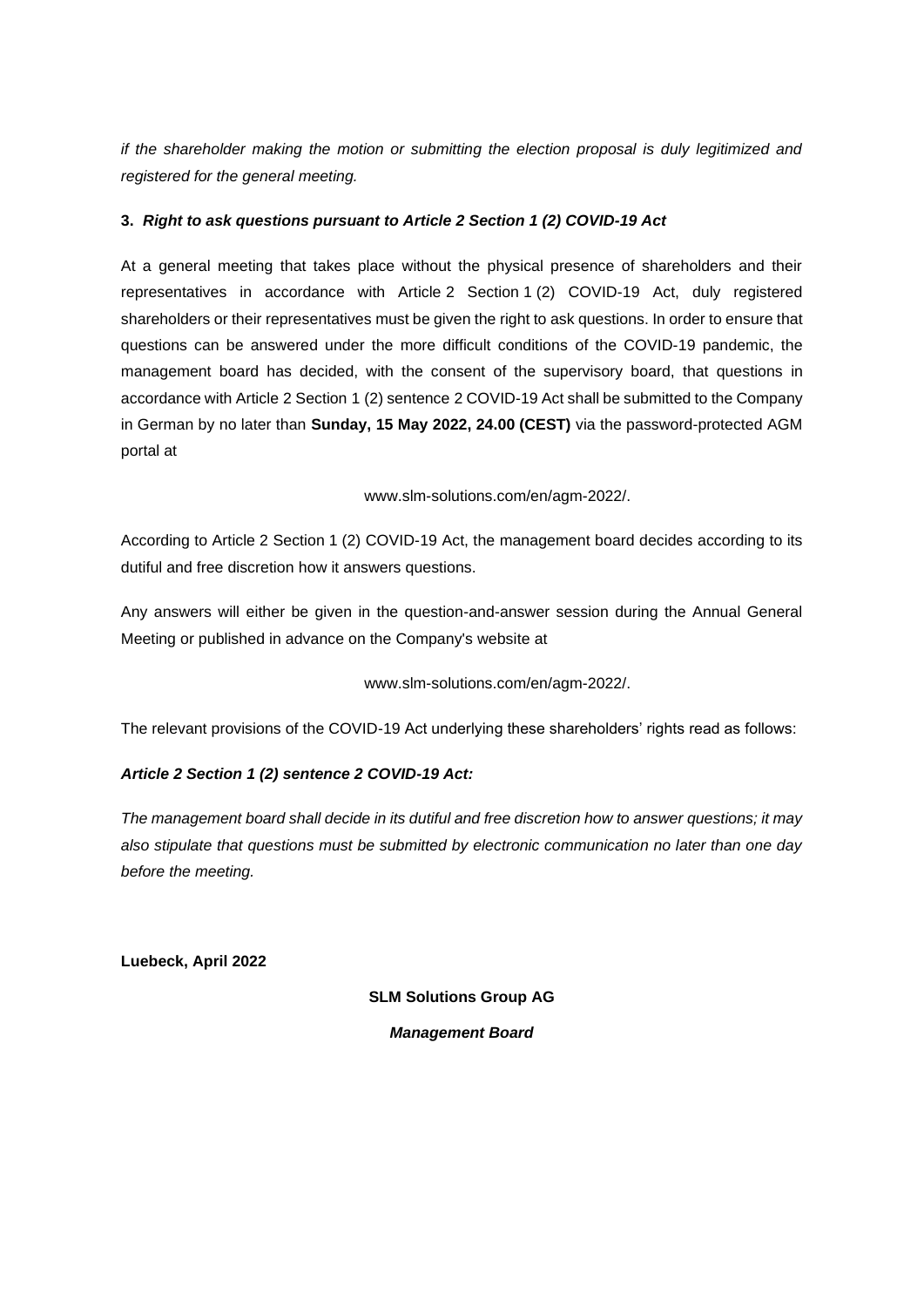*if the shareholder making the motion or submitting the election proposal is duly legitimized and registered for the general meeting.*

**3.** ***Right to ask questions pursuant to Article 2 Section 1 (2) COVID-19 Act***

At a general meeting that takes place without the physical presence of shareholders and their representatives in accordance with Article 2 Section 1 (2) COVID-19 Act, duly registered shareholders or their representatives must be given the right to ask questions. In order to ensure that questions can be answered under the more difficult conditions of the COVID-19 pandemic, the management board has decided, with the consent of the supervisory board, that questions in accordance with Article 2 Section 1 (2) sentence 2 COVID-19 Act shall be submitted to the Company in German by no later than **Sunday, 15 May 2022, 24.00 (CEST)** via the password-protected AGM portal at

www.slm-solutions.com/en/agm-2022/.

According to Article 2 Section 1 (2) COVID-19 Act, the management board decides according to its dutiful and free discretion how it answers questions.

Any answers will either be given in the question-and-answer session during the Annual General Meeting or published in advance on the Company's website at

www.slm-solutions.com/en/agm-2022/.

The relevant provisions of the COVID-19 Act underlying these shareholders' rights read as follows:

***Article 2 Section 1 (2) sentence 2 COVID-19 Act:***

*The management board shall decide in its dutiful and free discretion how to answer questions; it may also stipulate that questions must be submitted by electronic communication no later than one day before the meeting.*

**Luebeck, April 2022**

**SLM Solutions Group AG**

***Management Board***